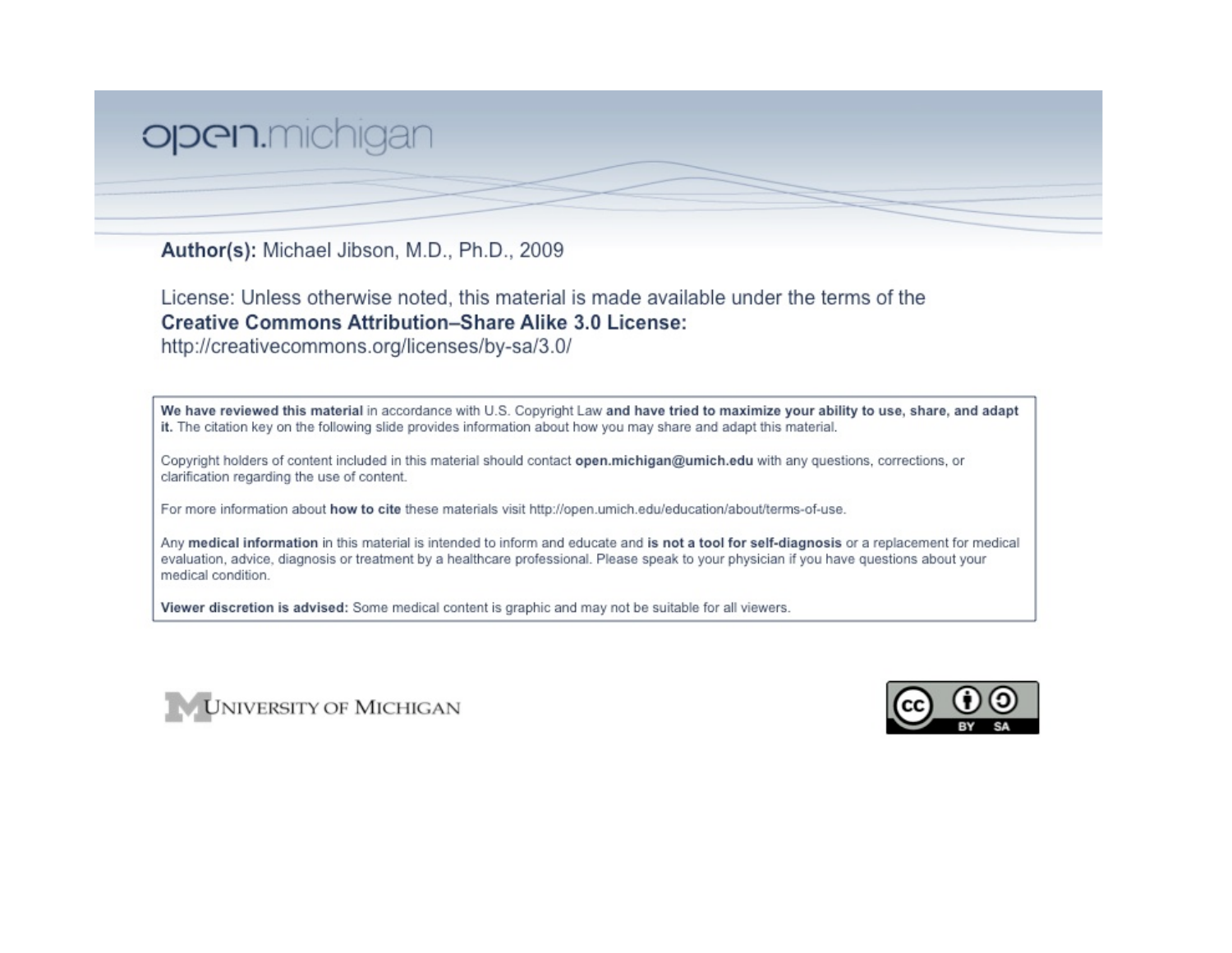open.michigan

**Author(s):** Michael Jibson, M.D., Ph.D., 2009

License: Unless otherwise noted, this material is made available under the terms of the **Creative Commons Attribution–Share Alike 3.0 License:** http://creativecommons.org/licenses/by-sa/3.0/

**We have reviewed this material** in accordance with U.S. Copyright Law **and have tried to maximize your ability to use, share, and adapt it.** The citation key on the following slide provides information about how you may share and adapt this material.

Copyright holders of content included in this material should contact **open.michigan@umich.edu** with any questions, corrections, or clarification regarding the use of content.

For more information about **how to cite** these materials visit http://open.umich.edu/education/about/terms-of-use.

Any **medical information** in this material is intended to inform and educate and **is not a tool for self-diagnosis** or a replacement for medical evaluation, advice, diagnosis or treatment by a healthcare professional. Please speak to your physician if you have questions about your medical condition.

**Viewer discretion is advised:** Some medical content is graphic and may not be suitable for all viewers.

UNIVERSITY OF MICHIGAN

CC BY SA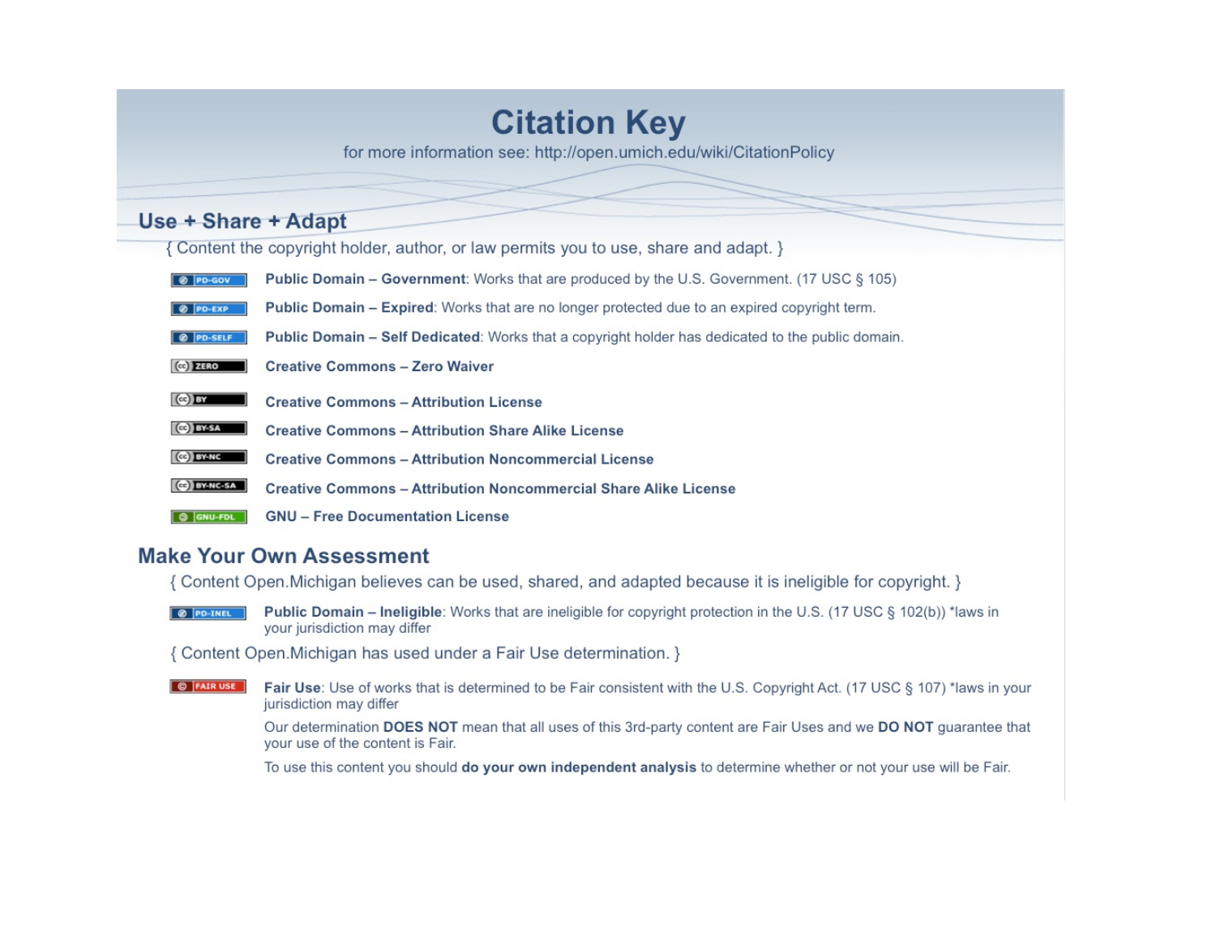# Citation Key

for more information see: http://open.umich.edu/wiki/CitationPolicy

## Use + Share + Adapt

{ Content the copyright holder, author, or law permits you to use, share and adapt. }

- PD-GOV — **Public Domain – Government**: Works that are produced by the U.S. Government. (17 USC § 105)
- PD-EXP — **Public Domain – Expired**: Works that are no longer protected due to an expired copyright term.
- PD-SELF — **Public Domain – Self Dedicated**: Works that a copyright holder has dedicated to the public domain.
- CC ZERO — **Creative Commons – Zero Waiver**
- CC BY — **Creative Commons – Attribution License**
- CC BY-SA — **Creative Commons – Attribution Share Alike License**
- CC BY-NC — **Creative Commons – Attribution Noncommercial License**
- CC BY-NC-SA — **Creative Commons – Attribution Noncommercial Share Alike License**
- GNU-FDL — **GNU – Free Documentation License**

## Make Your Own Assessment

{ Content Open.Michigan believes can be used, shared, and adapted because it is ineligible for copyright. }

- PD-INEL — **Public Domain – Ineligible**: Works that are ineligible for copyright protection in the U.S. (17 USC § 102(b)) *laws in your jurisdiction may differ

{ Content Open.Michigan has used under a Fair Use determination. }

- FAIR USE — **Fair Use**: Use of works that is determined to be Fair consistent with the U.S. Copyright Act. (17 USC § 107) *laws in your jurisdiction may differ

  Our determination **DOES NOT** mean that all uses of this 3rd-party content are Fair Uses and we **DO NOT** guarantee that your use of the content is Fair.

  To use this content you should **do your own independent analysis** to determine whether or not your use will be Fair.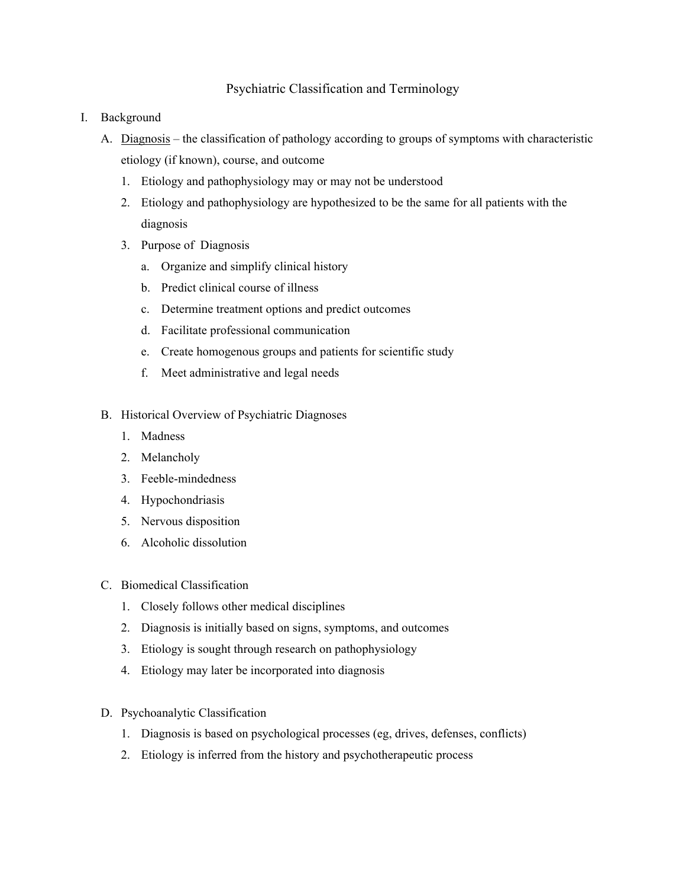# Psychiatric Classification and Terminology

I. Background

   A. <u>Diagnosis</u> – the classification of pathology according to groups of symptoms with characteristic etiology (if known), course, and outcome

      1. Etiology and pathophysiology may or may not be understood
      2. Etiology and pathophysiology are hypothesized to be the same for all patients with the diagnosis
      3. Purpose of Diagnosis

         a. Organize and simplify clinical history
         b. Predict clinical course of illness
         c. Determine treatment options and predict outcomes
         d. Facilitate professional communication
         e. Create homogenous groups and patients for scientific study
         f. Meet administrative and legal needs

   B. Historical Overview of Psychiatric Diagnoses

      1. Madness
      2. Melancholy
      3. Feeble-mindedness
      4. Hypochondriasis
      5. Nervous disposition
      6. Alcoholic dissolution

   C. Biomedical Classification

      1. Closely follows other medical disciplines
      2. Diagnosis is initially based on signs, symptoms, and outcomes
      3. Etiology is sought through research on pathophysiology
      4. Etiology may later be incorporated into diagnosis

   D. Psychoanalytic Classification

      1. Diagnosis is based on psychological processes (eg, drives, defenses, conflicts)
      2. Etiology is inferred from the history and psychotherapeutic process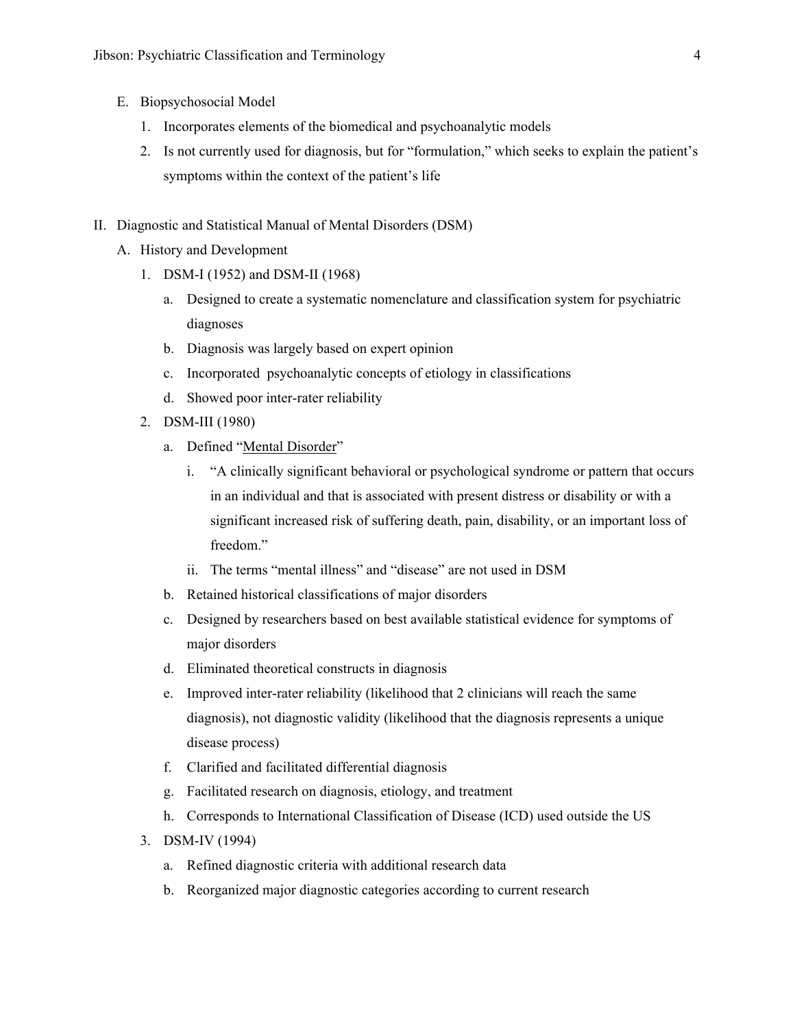E. Biopsychosocial Model

1. Incorporates elements of the biomedical and psychoanalytic models
2. Is not currently used for diagnosis, but for "formulation," which seeks to explain the patient's symptoms within the context of the patient's life

II. Diagnostic and Statistical Manual of Mental Disorders (DSM)

A. History and Development

1. DSM-I (1952) and DSM-II (1968)
   a. Designed to create a systematic nomenclature and classification system for psychiatric diagnoses
   b. Diagnosis was largely based on expert opinion
   c. Incorporated psychoanalytic concepts of etiology in classifications
   d. Showed poor inter-rater reliability
2. DSM-III (1980)
   a. Defined "<u>Mental Disorder</u>"
      i. "A clinically significant behavioral or psychological syndrome or pattern that occurs in an individual and that is associated with present distress or disability or with a significant increased risk of suffering death, pain, disability, or an important loss of freedom."
      ii. The terms "mental illness" and "disease" are not used in DSM
   b. Retained historical classifications of major disorders
   c. Designed by researchers based on best available statistical evidence for symptoms of major disorders
   d. Eliminated theoretical constructs in diagnosis
   e. Improved inter-rater reliability (likelihood that 2 clinicians will reach the same diagnosis), not diagnostic validity (likelihood that the diagnosis represents a unique disease process)
   f. Clarified and facilitated differential diagnosis
   g. Facilitated research on diagnosis, etiology, and treatment
   h. Corresponds to International Classification of Disease (ICD) used outside the US
3. DSM-IV (1994)
   a. Refined diagnostic criteria with additional research data
   b. Reorganized major diagnostic categories according to current research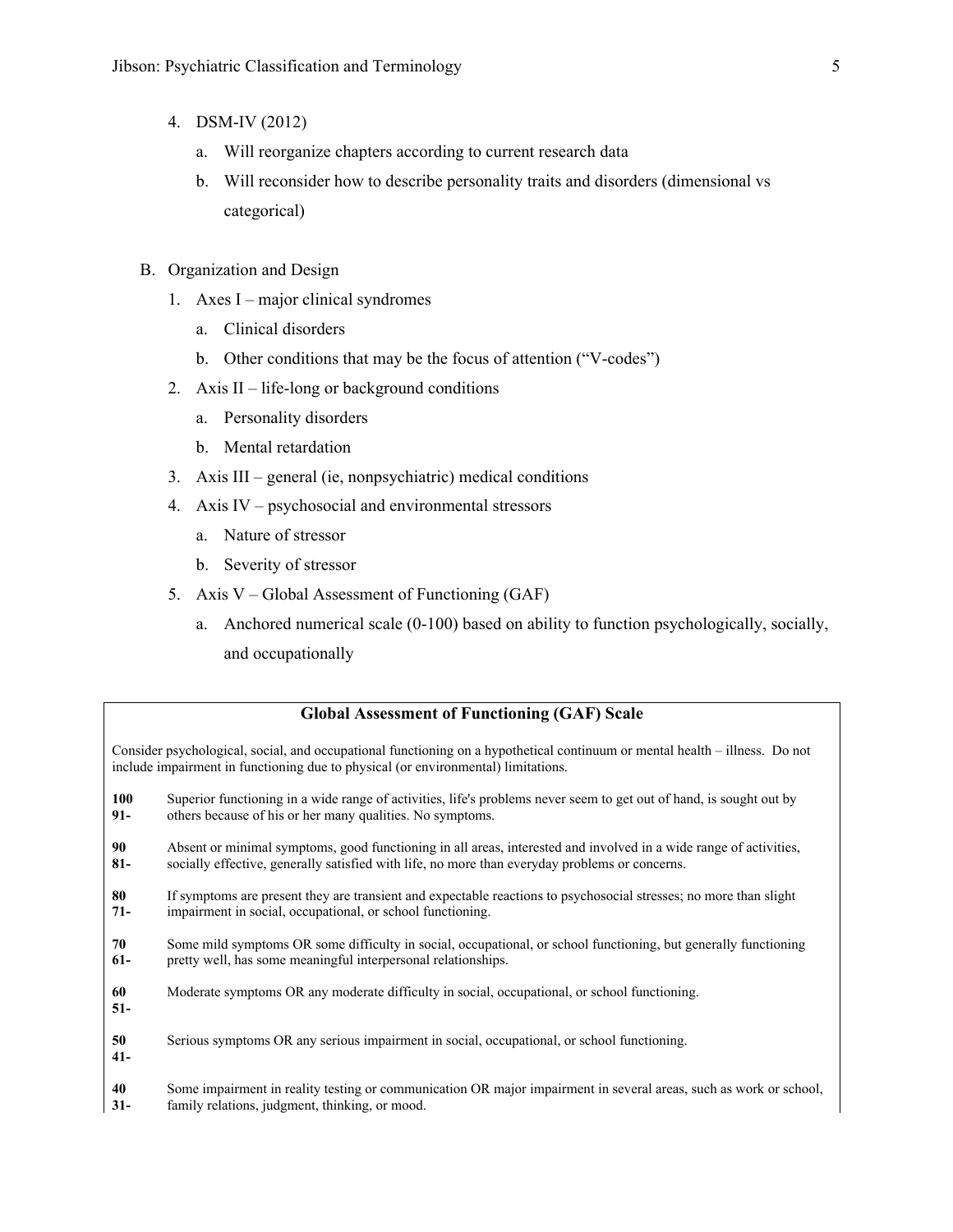4. DSM-IV (2012)
   a. Will reorganize chapters according to current research data
   b. Will reconsider how to describe personality traits and disorders (dimensional vs categorical)

B. Organization and Design
   1. Axes I – major clinical syndromes
      a. Clinical disorders
      b. Other conditions that may be the focus of attention ("V-codes")
   2. Axis II – life-long or background conditions
      a. Personality disorders
      b. Mental retardation
   3. Axis III – general (ie, nonpsychiatric) medical conditions
   4. Axis IV – psychosocial and environmental stressors
      a. Nature of stressor
      b. Severity of stressor
   5. Axis V – Global Assessment of Functioning (GAF)
      a. Anchored numerical scale (0-100) based on ability to function psychologically, socially, and occupationally

**Global Assessment of Functioning (GAF) Scale**

Consider psychological, social, and occupational functioning on a hypothetical continuum or mental health – illness. Do not include impairment in functioning due to physical (or environmental) limitations.

| | |
|---|---|
| **100 91-** | Superior functioning in a wide range of activities, life's problems never seem to get out of hand, is sought out by others because of his or her many qualities. No symptoms. |
| **90 81-** | Absent or minimal symptoms, good functioning in all areas, interested and involved in a wide range of activities, socially effective, generally satisfied with life, no more than everyday problems or concerns. |
| **80 71-** | If symptoms are present they are transient and expectable reactions to psychosocial stresses; no more than slight impairment in social, occupational, or school functioning. |
| **70 61-** | Some mild symptoms OR some difficulty in social, occupational, or school functioning, but generally functioning pretty well, has some meaningful interpersonal relationships. |
| **60 51-** | Moderate symptoms OR any moderate difficulty in social, occupational, or school functioning. |
| **50 41-** | Serious symptoms OR any serious impairment in social, occupational, or school functioning. |
| **40 31-** | Some impairment in reality testing or communication OR major impairment in several areas, such as work or school, family relations, judgment, thinking, or mood. |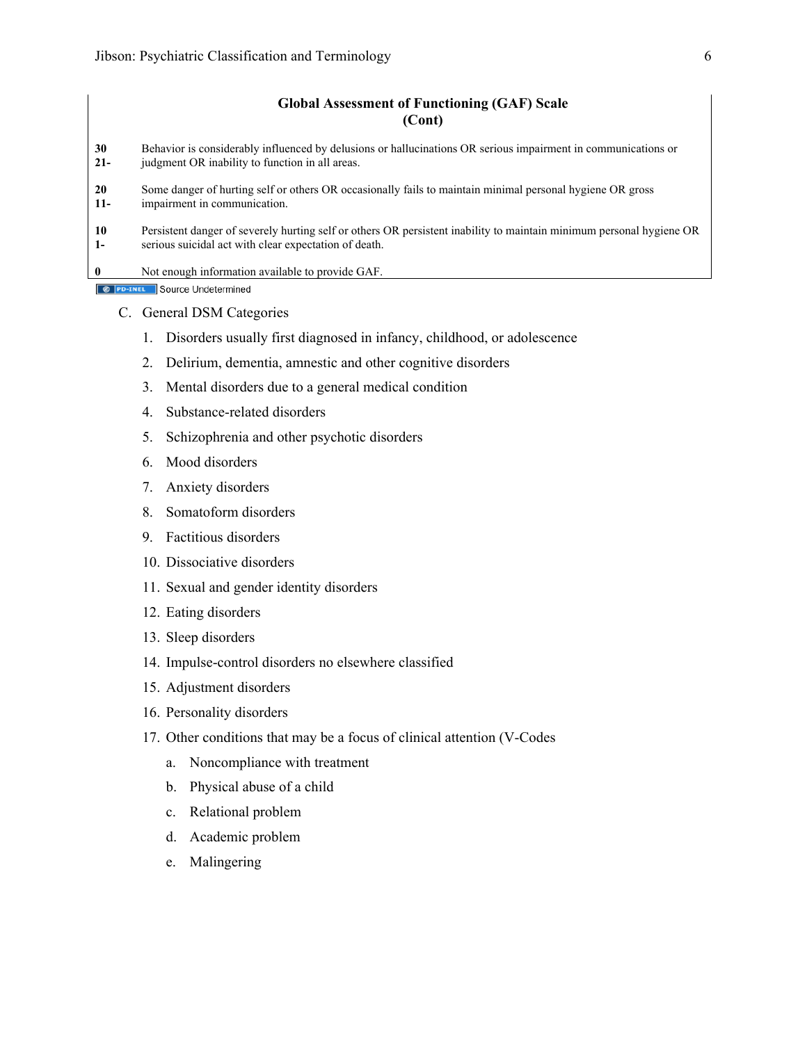### Global Assessment of Functioning (GAF) Scale (Cont)

| | |
|---|---|
| **30 21-** | Behavior is considerably influenced by delusions or hallucinations OR serious impairment in communications or judgment OR inability to function in all areas. |
| **20 11-** | Some danger of hurting self or others OR occasionally fails to maintain minimal personal hygiene OR gross impairment in communication. |
| **10 1-** | Persistent danger of severely hurting self or others OR persistent inability to maintain minimum personal hygiene OR serious suicidal act with clear expectation of death. |
| **0** | Not enough information available to provide GAF. |

PD-INEL Source Undetermined

C. General DSM Categories

1. Disorders usually first diagnosed in infancy, childhood, or adolescence
2. Delirium, dementia, amnestic and other cognitive disorders
3. Mental disorders due to a general medical condition
4. Substance-related disorders
5. Schizophrenia and other psychotic disorders
6. Mood disorders
7. Anxiety disorders
8. Somatoform disorders
9. Factitious disorders
10. Dissociative disorders
11. Sexual and gender identity disorders
12. Eating disorders
13. Sleep disorders
14. Impulse-control disorders no elsewhere classified
15. Adjustment disorders
16. Personality disorders
17. Other conditions that may be a focus of clinical attention (V-Codes
    a. Noncompliance with treatment
    b. Physical abuse of a child
    c. Relational problem
    d. Academic problem
    e. Malingering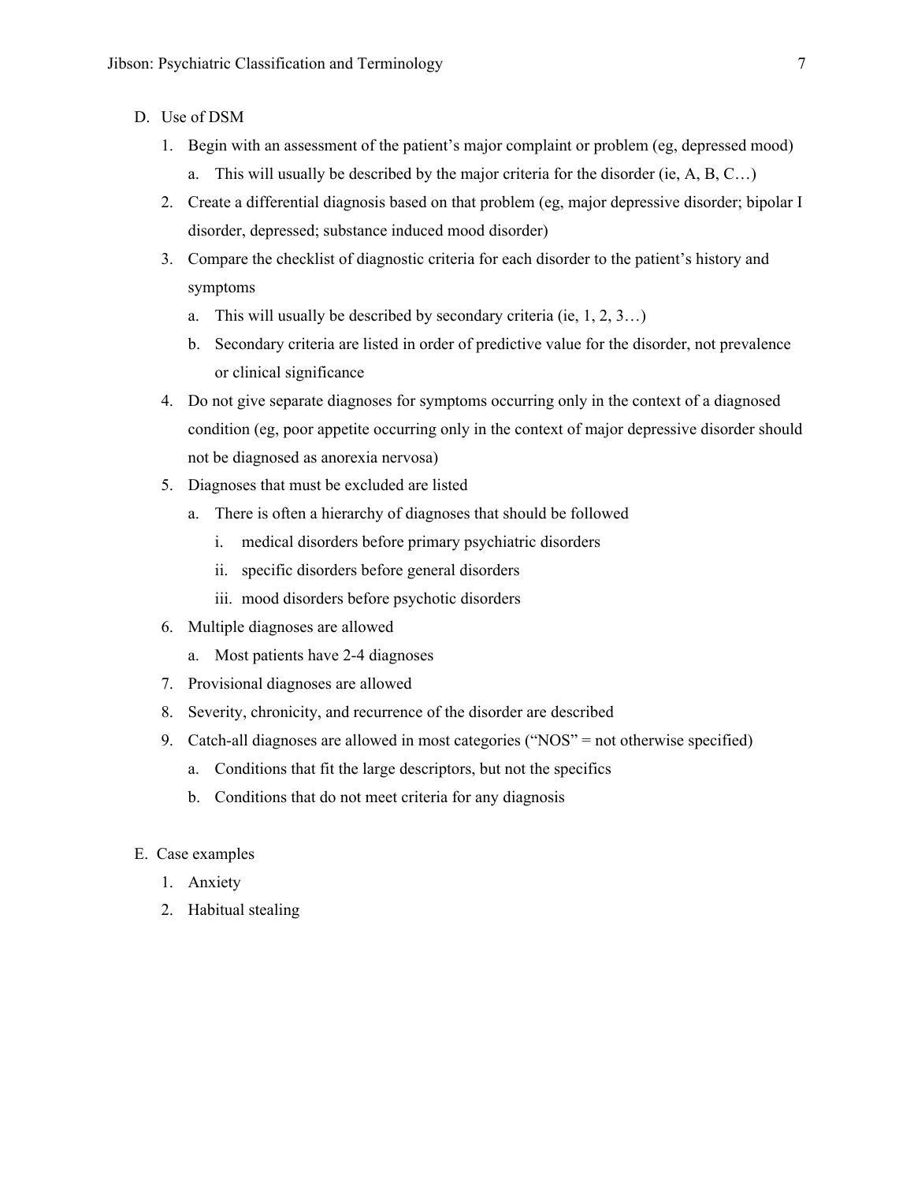D. Use of DSM

1. Begin with an assessment of the patient's major complaint or problem (eg, depressed mood)
    a. This will usually be described by the major criteria for the disorder (ie, A, B, C…)
2. Create a differential diagnosis based on that problem (eg, major depressive disorder; bipolar I disorder, depressed; substance induced mood disorder)
3. Compare the checklist of diagnostic criteria for each disorder to the patient's history and symptoms
    a. This will usually be described by secondary criteria (ie, 1, 2, 3…)
    b. Secondary criteria are listed in order of predictive value for the disorder, not prevalence or clinical significance
4. Do not give separate diagnoses for symptoms occurring only in the context of a diagnosed condition (eg, poor appetite occurring only in the context of major depressive disorder should not be diagnosed as anorexia nervosa)
5. Diagnoses that must be excluded are listed
    a. There is often a hierarchy of diagnoses that should be followed
        i. medical disorders before primary psychiatric disorders
        ii. specific disorders before general disorders
        iii. mood disorders before psychotic disorders
6. Multiple diagnoses are allowed
    a. Most patients have 2-4 diagnoses
7. Provisional diagnoses are allowed
8. Severity, chronicity, and recurrence of the disorder are described
9. Catch-all diagnoses are allowed in most categories ("NOS" = not otherwise specified)
    a. Conditions that fit the large descriptors, but not the specifics
    b. Conditions that do not meet criteria for any diagnosis

E. Case examples

1. Anxiety
2. Habitual stealing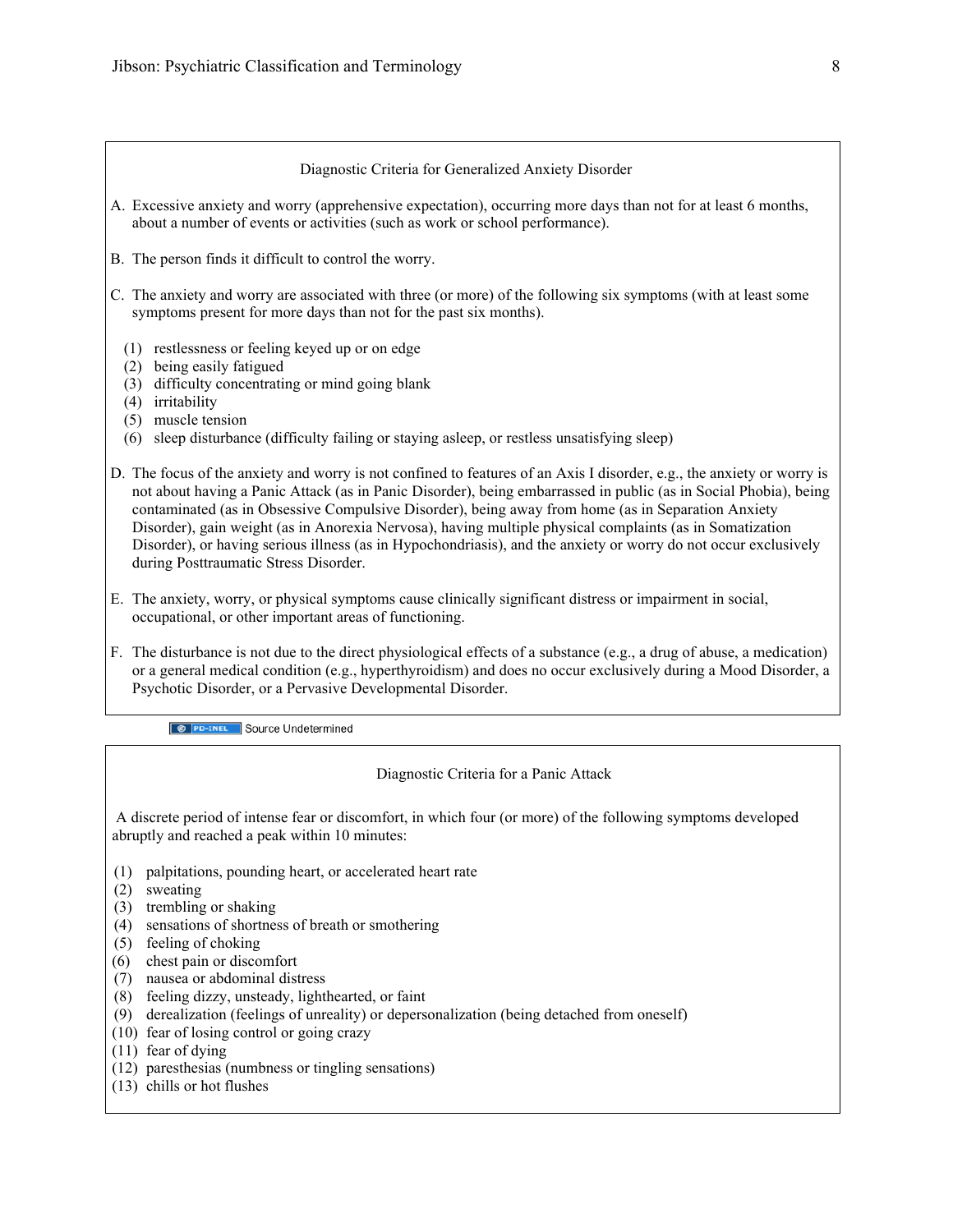### Diagnostic Criteria for Generalized Anxiety Disorder

A. Excessive anxiety and worry (apprehensive expectation), occurring more days than not for at least 6 months, about a number of events or activities (such as work or school performance).

B. The person finds it difficult to control the worry.

C. The anxiety and worry are associated with three (or more) of the following six symptoms (with at least some symptoms present for more days than not for the past six months).

   (1) restlessness or feeling keyed up or on edge
   (2) being easily fatigued
   (3) difficulty concentrating or mind going blank
   (4) irritability
   (5) muscle tension
   (6) sleep disturbance (difficulty failing or staying asleep, or restless unsatisfying sleep)

D. The focus of the anxiety and worry is not confined to features of an Axis I disorder, e.g., the anxiety or worry is not about having a Panic Attack (as in Panic Disorder), being embarrassed in public (as in Social Phobia), being contaminated (as in Obsessive Compulsive Disorder), being away from home (as in Separation Anxiety Disorder), gain weight (as in Anorexia Nervosa), having multiple physical complaints (as in Somatization Disorder), or having serious illness (as in Hypochondriasis), and the anxiety or worry do not occur exclusively during Posttraumatic Stress Disorder.

E. The anxiety, worry, or physical symptoms cause clinically significant distress or impairment in social, occupational, or other important areas of functioning.

F. The disturbance is not due to the direct physiological effects of a substance (e.g., a drug of abuse, a medication) or a general medical condition (e.g., hyperthyroidism) and does no occur exclusively during a Mood Disorder, a Psychotic Disorder, or a Pervasive Developmental Disorder.

PD-INEL Source Undetermined

### Diagnostic Criteria for a Panic Attack

A discrete period of intense fear or discomfort, in which four (or more) of the following symptoms developed abruptly and reached a peak within 10 minutes:

(1) palpitations, pounding heart, or accelerated heart rate
(2) sweating
(3) trembling or shaking
(4) sensations of shortness of breath or smothering
(5) feeling of choking
(6) chest pain or discomfort
(7) nausea or abdominal distress
(8) feeling dizzy, unsteady, lighthearted, or faint
(9) derealization (feelings of unreality) or depersonalization (being detached from oneself)
(10) fear of losing control or going crazy
(11) fear of dying
(12) paresthesias (numbness or tingling sensations)
(13) chills or hot flushes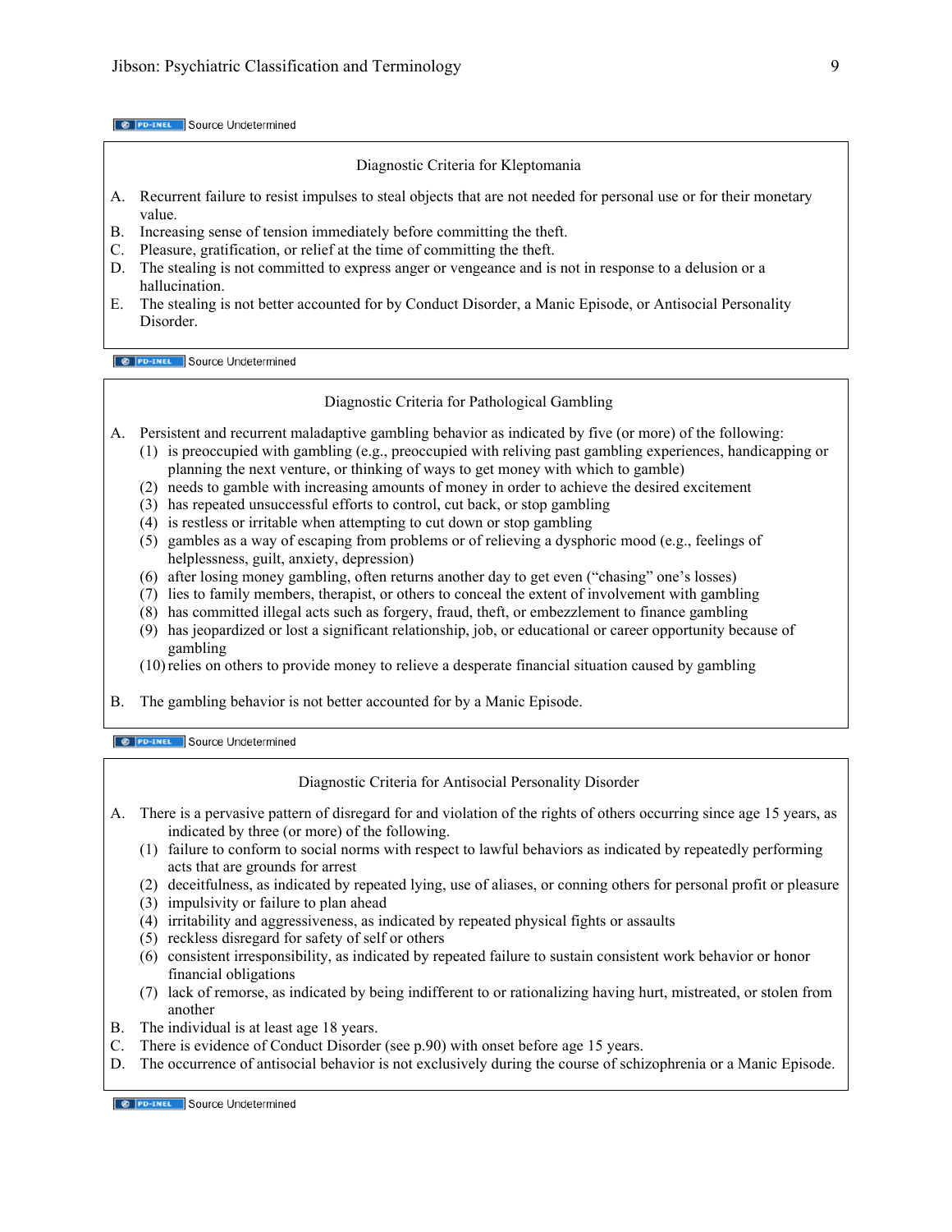PD-INEL Source Undetermined

**Diagnostic Criteria for Kleptomania**

A. Recurrent failure to resist impulses to steal objects that are not needed for personal use or for their monetary value.
B. Increasing sense of tension immediately before committing the theft.
C. Pleasure, gratification, or relief at the time of committing the theft.
D. The stealing is not committed to express anger or vengeance and is not in response to a delusion or a hallucination.
E. The stealing is not better accounted for by Conduct Disorder, a Manic Episode, or Antisocial Personality Disorder.

PD-INEL Source Undetermined

**Diagnostic Criteria for Pathological Gambling**

A. Persistent and recurrent maladaptive gambling behavior as indicated by five (or more) of the following:
   (1) is preoccupied with gambling (e.g., preoccupied with reliving past gambling experiences, handicapping or planning the next venture, or thinking of ways to get money with which to gamble)
   (2) needs to gamble with increasing amounts of money in order to achieve the desired excitement
   (3) has repeated unsuccessful efforts to control, cut back, or stop gambling
   (4) is restless or irritable when attempting to cut down or stop gambling
   (5) gambles as a way of escaping from problems or of relieving a dysphoric mood (e.g., feelings of helplessness, guilt, anxiety, depression)
   (6) after losing money gambling, often returns another day to get even ("chasing" one's losses)
   (7) lies to family members, therapist, or others to conceal the extent of involvement with gambling
   (8) has committed illegal acts such as forgery, fraud, theft, or embezzlement to finance gambling
   (9) has jeopardized or lost a significant relationship, job, or educational or career opportunity because of gambling
   (10) relies on others to provide money to relieve a desperate financial situation caused by gambling

B. The gambling behavior is not better accounted for by a Manic Episode.

PD-INEL Source Undetermined

**Diagnostic Criteria for Antisocial Personality Disorder**

A. There is a pervasive pattern of disregard for and violation of the rights of others occurring since age 15 years, as indicated by three (or more) of the following.
   (1) failure to conform to social norms with respect to lawful behaviors as indicated by repeatedly performing acts that are grounds for arrest
   (2) deceitfulness, as indicated by repeated lying, use of aliases, or conning others for personal profit or pleasure
   (3) impulsivity or failure to plan ahead
   (4) irritability and aggressiveness, as indicated by repeated physical fights or assaults
   (5) reckless disregard for safety of self or others
   (6) consistent irresponsibility, as indicated by repeated failure to sustain consistent work behavior or honor financial obligations
   (7) lack of remorse, as indicated by being indifferent to or rationalizing having hurt, mistreated, or stolen from another
B. The individual is at least age 18 years.
C. There is evidence of Conduct Disorder (see p.90) with onset before age 15 years.
D. The occurrence of antisocial behavior is not exclusively during the course of schizophrenia or a Manic Episode.

PD-INEL Source Undetermined